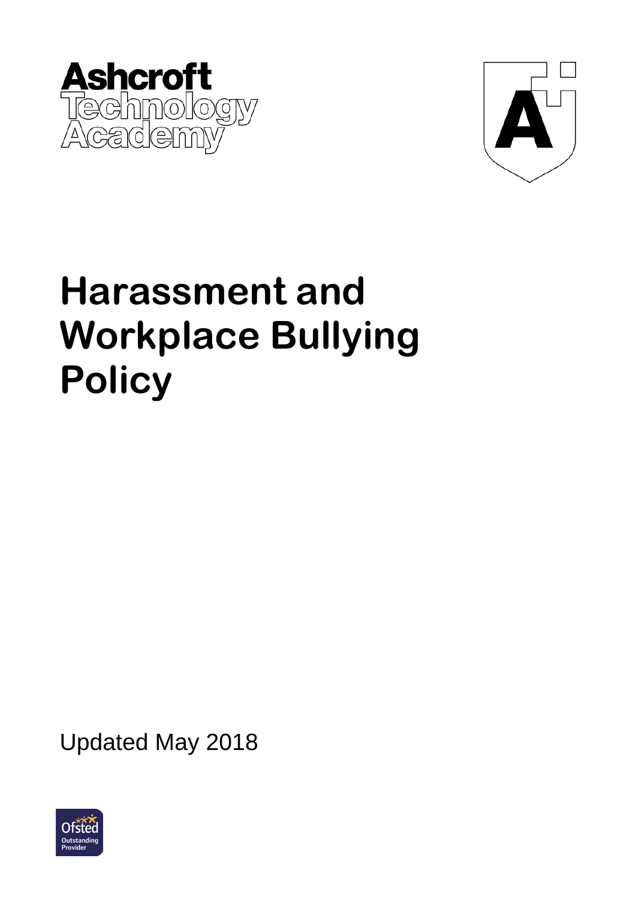Ashcroft Technology Academy

# Harassment and Workplace Bullying Policy

Updated May 2018

Ofsted Outstanding Provider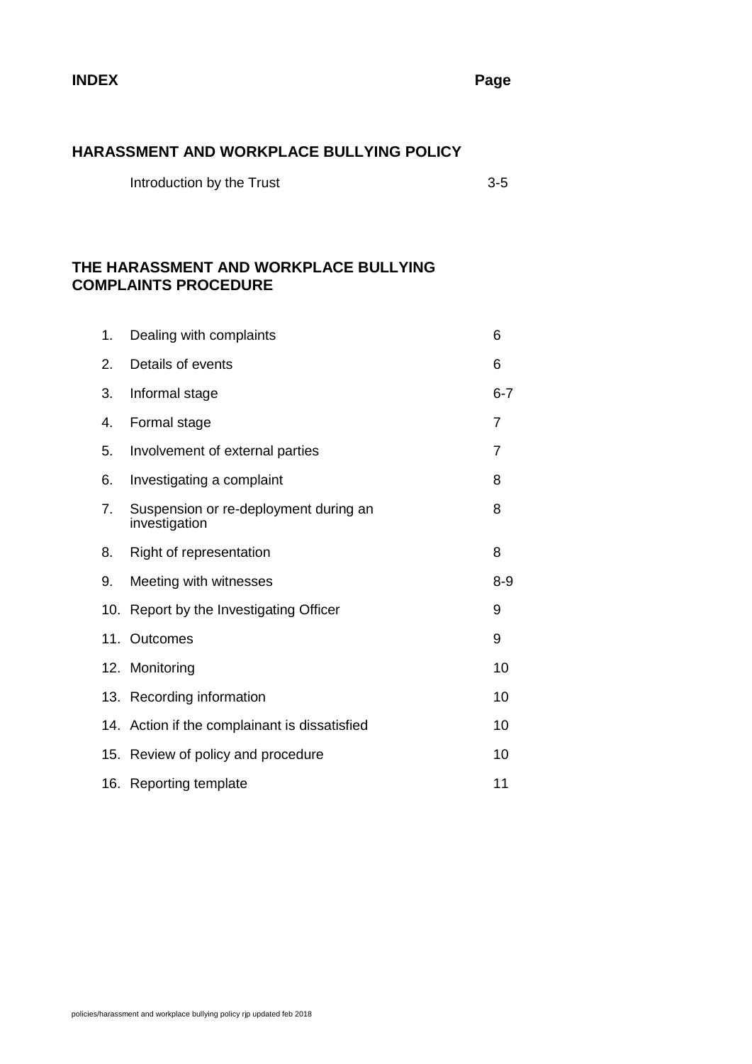**INDEX** **Page**

## HARASSMENT AND WORKPLACE BULLYING POLICY

| | Page |
|---|---|
| Introduction by the Trust | 3-5 |

## THE HARASSMENT AND WORKPLACE BULLYING COMPLAINTS PROCEDURE

| | | Page |
|---|---|---|
| 1. | Dealing with complaints | 6 |
| 2. | Details of events | 6 |
| 3. | Informal stage | 6-7 |
| 4. | Formal stage | 7 |
| 5. | Involvement of external parties | 7 |
| 6. | Investigating a complaint | 8 |
| 7. | Suspension or re-deployment during an investigation | 8 |
| 8. | Right of representation | 8 |
| 9. | Meeting with witnesses | 8-9 |
| 10. | Report by the Investigating Officer | 9 |
| 11. | Outcomes | 9 |
| 12. | Monitoring | 10 |
| 13. | Recording information | 10 |
| 14. | Action if the complainant is dissatisfied | 10 |
| 15. | Review of policy and procedure | 10 |
| 16. | Reporting template | 11 |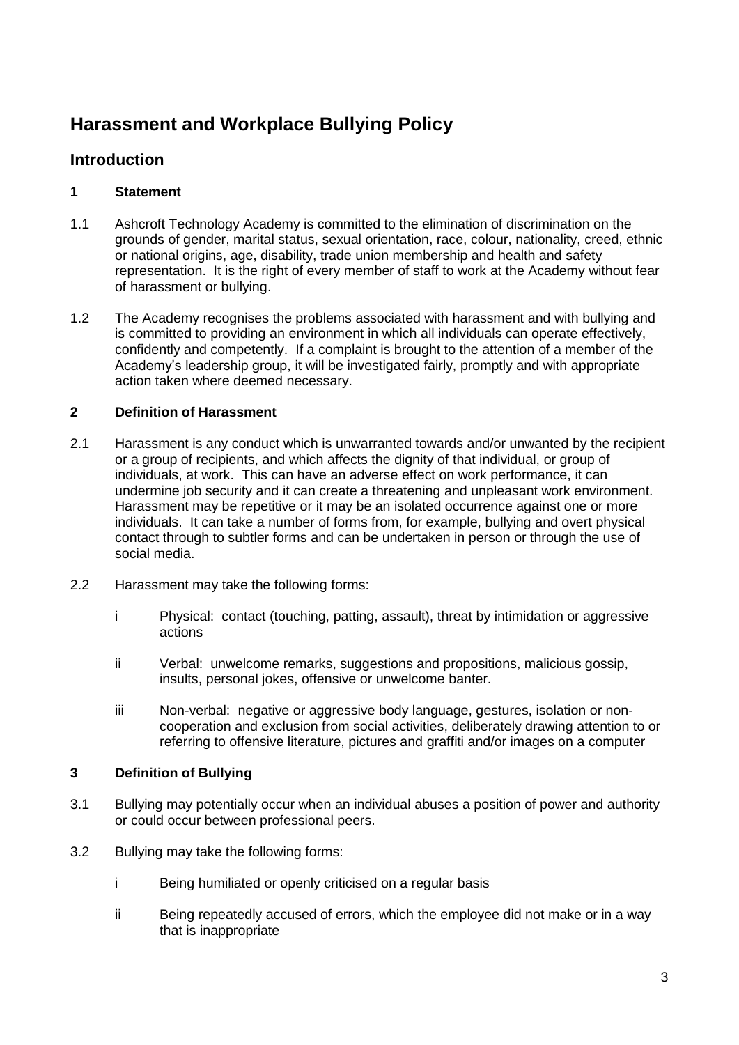# Harassment and Workplace Bullying Policy

## Introduction

### 1 Statement

1.1 Ashcroft Technology Academy is committed to the elimination of discrimination on the grounds of gender, marital status, sexual orientation, race, colour, nationality, creed, ethnic or national origins, age, disability, trade union membership and health and safety representation. It is the right of every member of staff to work at the Academy without fear of harassment or bullying.

1.2 The Academy recognises the problems associated with harassment and with bullying and is committed to providing an environment in which all individuals can operate effectively, confidently and competently. If a complaint is brought to the attention of a member of the Academy's leadership group, it will be investigated fairly, promptly and with appropriate action taken where deemed necessary.

### 2 Definition of Harassment

2.1 Harassment is any conduct which is unwarranted towards and/or unwanted by the recipient or a group of recipients, and which affects the dignity of that individual, or group of individuals, at work. This can have an adverse effect on work performance, it can undermine job security and it can create a threatening and unpleasant work environment. Harassment may be repetitive or it may be an isolated occurrence against one or more individuals. It can take a number of forms from, for example, bullying and overt physical contact through to subtler forms and can be undertaken in person or through the use of social media.

2.2 Harassment may take the following forms:

- i Physical: contact (touching, patting, assault), threat by intimidation or aggressive actions
- ii Verbal: unwelcome remarks, suggestions and propositions, malicious gossip, insults, personal jokes, offensive or unwelcome banter.
- iii Non-verbal: negative or aggressive body language, gestures, isolation or non-cooperation and exclusion from social activities, deliberately drawing attention to or referring to offensive literature, pictures and graffiti and/or images on a computer

### 3 Definition of Bullying

3.1 Bullying may potentially occur when an individual abuses a position of power and authority or could occur between professional peers.

3.2 Bullying may take the following forms:

- i Being humiliated or openly criticised on a regular basis
- ii Being repeatedly accused of errors, which the employee did not make or in a way that is inappropriate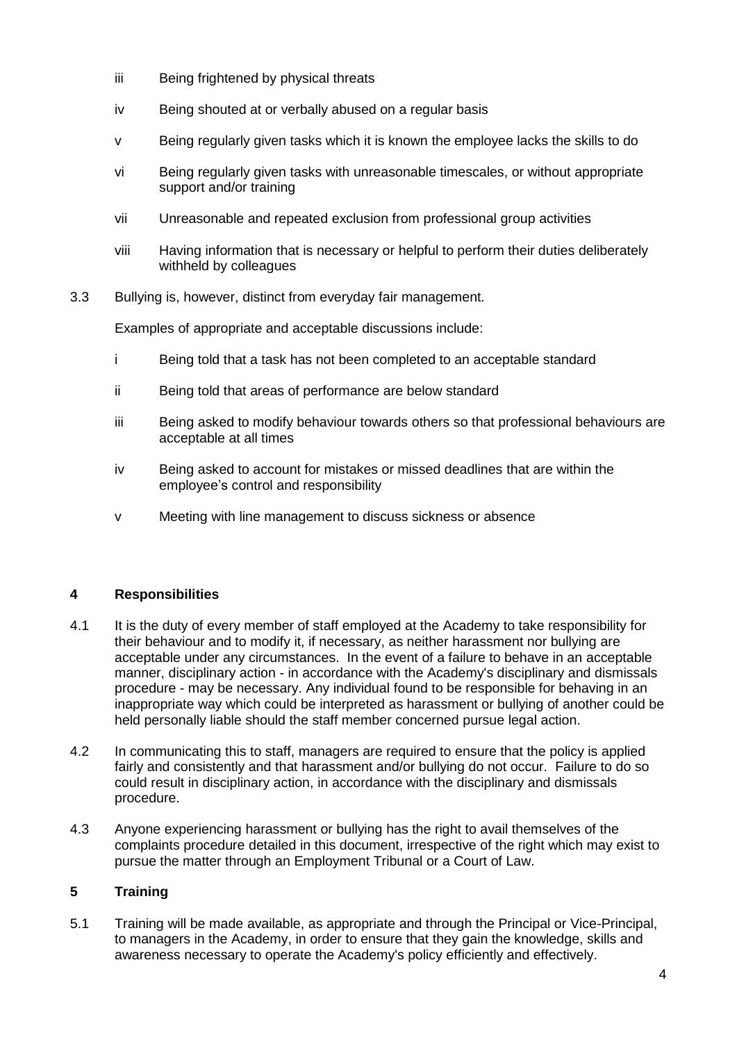iii Being frightened by physical threats

iv Being shouted at or verbally abused on a regular basis

v Being regularly given tasks which it is known the employee lacks the skills to do

vi Being regularly given tasks with unreasonable timescales, or without appropriate support and/or training

vii Unreasonable and repeated exclusion from professional group activities

viii Having information that is necessary or helpful to perform their duties deliberately withheld by colleagues

3.3 Bullying is, however, distinct from everyday fair management.

Examples of appropriate and acceptable discussions include:

i Being told that a task has not been completed to an acceptable standard

ii Being told that areas of performance are below standard

iii Being asked to modify behaviour towards others so that professional behaviours are acceptable at all times

iv Being asked to account for mistakes or missed deadlines that are within the employee's control and responsibility

v Meeting with line management to discuss sickness or absence

## 4 Responsibilities

4.1 It is the duty of every member of staff employed at the Academy to take responsibility for their behaviour and to modify it, if necessary, as neither harassment nor bullying are acceptable under any circumstances. In the event of a failure to behave in an acceptable manner, disciplinary action - in accordance with the Academy's disciplinary and dismissals procedure - may be necessary. Any individual found to be responsible for behaving in an inappropriate way which could be interpreted as harassment or bullying of another could be held personally liable should the staff member concerned pursue legal action.

4.2 In communicating this to staff, managers are required to ensure that the policy is applied fairly and consistently and that harassment and/or bullying do not occur. Failure to do so could result in disciplinary action, in accordance with the disciplinary and dismissals procedure.

4.3 Anyone experiencing harassment or bullying has the right to avail themselves of the complaints procedure detailed in this document, irrespective of the right which may exist to pursue the matter through an Employment Tribunal or a Court of Law.

## 5 Training

5.1 Training will be made available, as appropriate and through the Principal or Vice-Principal, to managers in the Academy, in order to ensure that they gain the knowledge, skills and awareness necessary to operate the Academy's policy efficiently and effectively.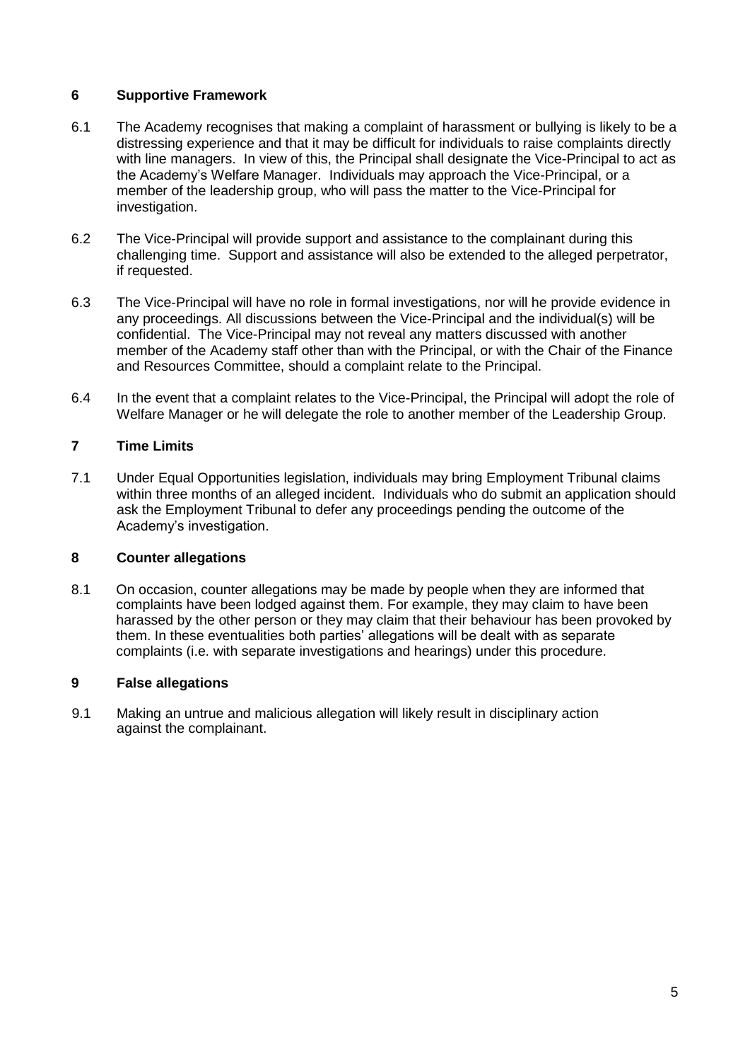## 6 Supportive Framework

6.1 The Academy recognises that making a complaint of harassment or bullying is likely to be a distressing experience and that it may be difficult for individuals to raise complaints directly with line managers. In view of this, the Principal shall designate the Vice-Principal to act as the Academy's Welfare Manager. Individuals may approach the Vice-Principal, or a member of the leadership group, who will pass the matter to the Vice-Principal for investigation.

6.2 The Vice-Principal will provide support and assistance to the complainant during this challenging time. Support and assistance will also be extended to the alleged perpetrator, if requested.

6.3 The Vice-Principal will have no role in formal investigations, nor will he provide evidence in any proceedings. All discussions between the Vice-Principal and the individual(s) will be confidential. The Vice-Principal may not reveal any matters discussed with another member of the Academy staff other than with the Principal, or with the Chair of the Finance and Resources Committee, should a complaint relate to the Principal.

6.4 In the event that a complaint relates to the Vice-Principal, the Principal will adopt the role of Welfare Manager or he will delegate the role to another member of the Leadership Group.

## 7 Time Limits

7.1 Under Equal Opportunities legislation, individuals may bring Employment Tribunal claims within three months of an alleged incident. Individuals who do submit an application should ask the Employment Tribunal to defer any proceedings pending the outcome of the Academy's investigation.

## 8 Counter allegations

8.1 On occasion, counter allegations may be made by people when they are informed that complaints have been lodged against them. For example, they may claim to have been harassed by the other person or they may claim that their behaviour has been provoked by them. In these eventualities both parties' allegations will be dealt with as separate complaints (i.e. with separate investigations and hearings) under this procedure.

## 9 False allegations

9.1 Making an untrue and malicious allegation will likely result in disciplinary action against the complainant.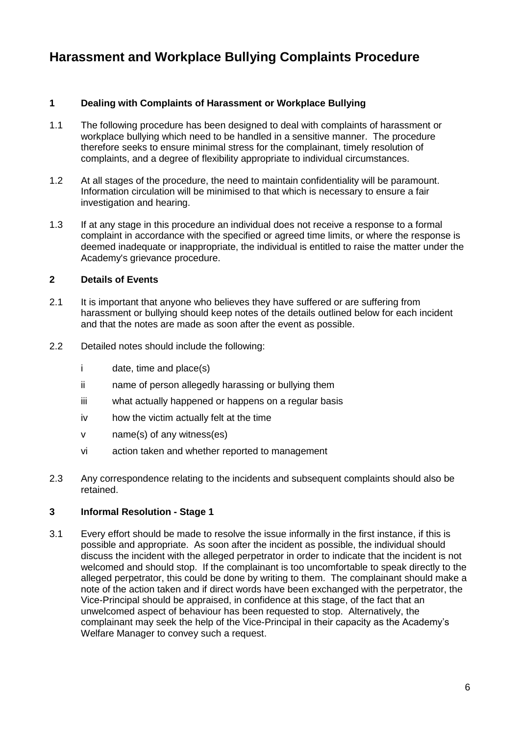# Harassment and Workplace Bullying Complaints Procedure

## 1 Dealing with Complaints of Harassment or Workplace Bullying

1.1 The following procedure has been designed to deal with complaints of harassment or workplace bullying which need to be handled in a sensitive manner. The procedure therefore seeks to ensure minimal stress for the complainant, timely resolution of complaints, and a degree of flexibility appropriate to individual circumstances.

1.2 At all stages of the procedure, the need to maintain confidentiality will be paramount. Information circulation will be minimised to that which is necessary to ensure a fair investigation and hearing.

1.3 If at any stage in this procedure an individual does not receive a response to a formal complaint in accordance with the specified or agreed time limits, or where the response is deemed inadequate or inappropriate, the individual is entitled to raise the matter under the Academy's grievance procedure.

## 2 Details of Events

2.1 It is important that anyone who believes they have suffered or are suffering from harassment or bullying should keep notes of the details outlined below for each incident and that the notes are made as soon after the event as possible.

2.2 Detailed notes should include the following:

- i date, time and place(s)
- ii name of person allegedly harassing or bullying them
- iii what actually happened or happens on a regular basis
- iv how the victim actually felt at the time
- v name(s) of any witness(es)
- vi action taken and whether reported to management

2.3 Any correspondence relating to the incidents and subsequent complaints should also be retained.

## 3 Informal Resolution - Stage 1

3.1 Every effort should be made to resolve the issue informally in the first instance, if this is possible and appropriate. As soon after the incident as possible, the individual should discuss the incident with the alleged perpetrator in order to indicate that the incident is not welcomed and should stop. If the complainant is too uncomfortable to speak directly to the alleged perpetrator, this could be done by writing to them. The complainant should make a note of the action taken and if direct words have been exchanged with the perpetrator, the Vice-Principal should be appraised, in confidence at this stage, of the fact that an unwelcomed aspect of behaviour has been requested to stop. Alternatively, the complainant may seek the help of the Vice-Principal in their capacity as the Academy's Welfare Manager to convey such a request.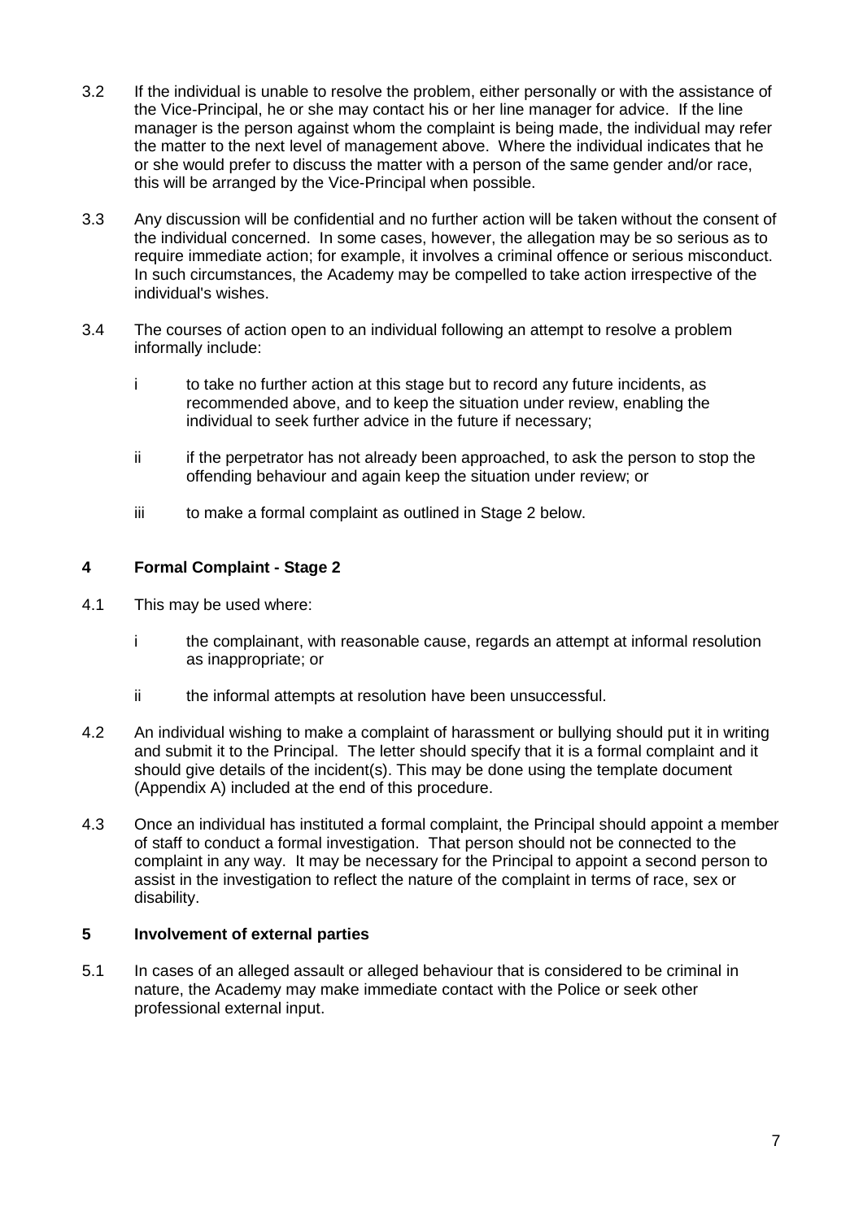3.2 If the individual is unable to resolve the problem, either personally or with the assistance of the Vice-Principal, he or she may contact his or her line manager for advice. If the line manager is the person against whom the complaint is being made, the individual may refer the matter to the next level of management above. Where the individual indicates that he or she would prefer to discuss the matter with a person of the same gender and/or race, this will be arranged by the Vice-Principal when possible.

3.3 Any discussion will be confidential and no further action will be taken without the consent of the individual concerned. In some cases, however, the allegation may be so serious as to require immediate action; for example, it involves a criminal offence or serious misconduct. In such circumstances, the Academy may be compelled to take action irrespective of the individual's wishes.

3.4 The courses of action open to an individual following an attempt to resolve a problem informally include:

- i to take no further action at this stage but to record any future incidents, as recommended above, and to keep the situation under review, enabling the individual to seek further advice in the future if necessary;
- ii if the perpetrator has not already been approached, to ask the person to stop the offending behaviour and again keep the situation under review; or
- iii to make a formal complaint as outlined in Stage 2 below.

## 4 Formal Complaint - Stage 2

4.1 This may be used where:

- i the complainant, with reasonable cause, regards an attempt at informal resolution as inappropriate; or
- ii the informal attempts at resolution have been unsuccessful.

4.2 An individual wishing to make a complaint of harassment or bullying should put it in writing and submit it to the Principal. The letter should specify that it is a formal complaint and it should give details of the incident(s). This may be done using the template document (Appendix A) included at the end of this procedure.

4.3 Once an individual has instituted a formal complaint, the Principal should appoint a member of staff to conduct a formal investigation. That person should not be connected to the complaint in any way. It may be necessary for the Principal to appoint a second person to assist in the investigation to reflect the nature of the complaint in terms of race, sex or disability.

## 5 Involvement of external parties

5.1 In cases of an alleged assault or alleged behaviour that is considered to be criminal in nature, the Academy may make immediate contact with the Police or seek other professional external input.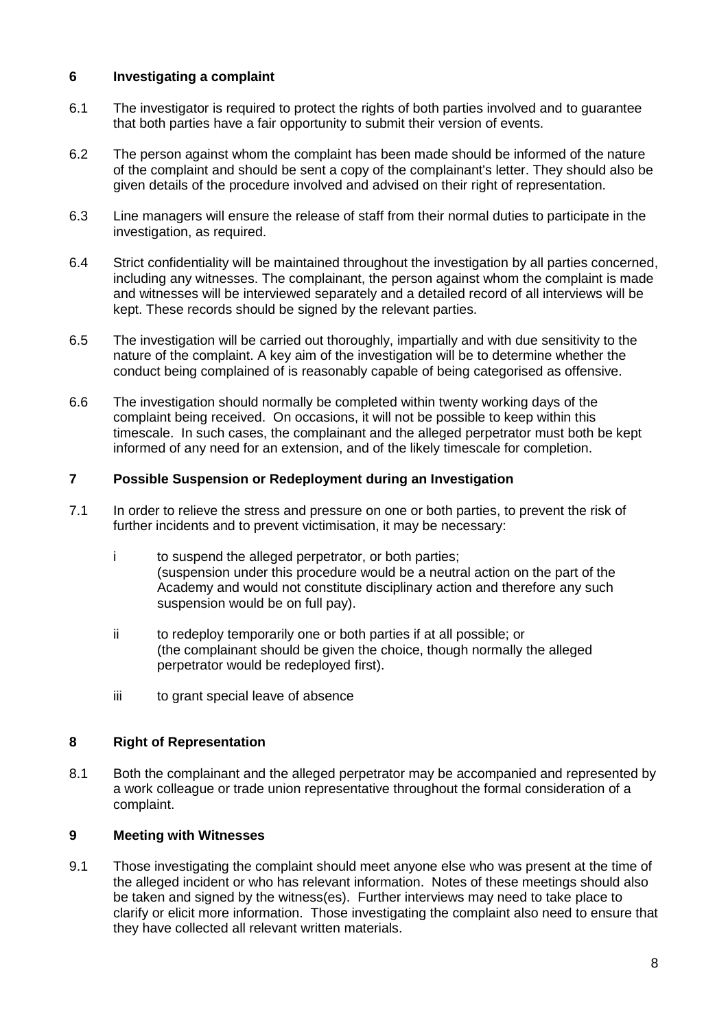## 6 Investigating a complaint

6.1 The investigator is required to protect the rights of both parties involved and to guarantee that both parties have a fair opportunity to submit their version of events.

6.2 The person against whom the complaint has been made should be informed of the nature of the complaint and should be sent a copy of the complainant's letter. They should also be given details of the procedure involved and advised on their right of representation.

6.3 Line managers will ensure the release of staff from their normal duties to participate in the investigation, as required.

6.4 Strict confidentiality will be maintained throughout the investigation by all parties concerned, including any witnesses. The complainant, the person against whom the complaint is made and witnesses will be interviewed separately and a detailed record of all interviews will be kept. These records should be signed by the relevant parties.

6.5 The investigation will be carried out thoroughly, impartially and with due sensitivity to the nature of the complaint. A key aim of the investigation will be to determine whether the conduct being complained of is reasonably capable of being categorised as offensive.

6.6 The investigation should normally be completed within twenty working days of the complaint being received. On occasions, it will not be possible to keep within this timescale. In such cases, the complainant and the alleged perpetrator must both be kept informed of any need for an extension, and of the likely timescale for completion.

## 7 Possible Suspension or Redeployment during an Investigation

7.1 In order to relieve the stress and pressure on one or both parties, to prevent the risk of further incidents and to prevent victimisation, it may be necessary:

i to suspend the alleged perpetrator, or both parties;
(suspension under this procedure would be a neutral action on the part of the Academy and would not constitute disciplinary action and therefore any such suspension would be on full pay).

ii to redeploy temporarily one or both parties if at all possible; or
(the complainant should be given the choice, though normally the alleged perpetrator would be redeployed first).

iii to grant special leave of absence

## 8 Right of Representation

8.1 Both the complainant and the alleged perpetrator may be accompanied and represented by a work colleague or trade union representative throughout the formal consideration of a complaint.

## 9 Meeting with Witnesses

9.1 Those investigating the complaint should meet anyone else who was present at the time of the alleged incident or who has relevant information. Notes of these meetings should also be taken and signed by the witness(es). Further interviews may need to take place to clarify or elicit more information. Those investigating the complaint also need to ensure that they have collected all relevant written materials.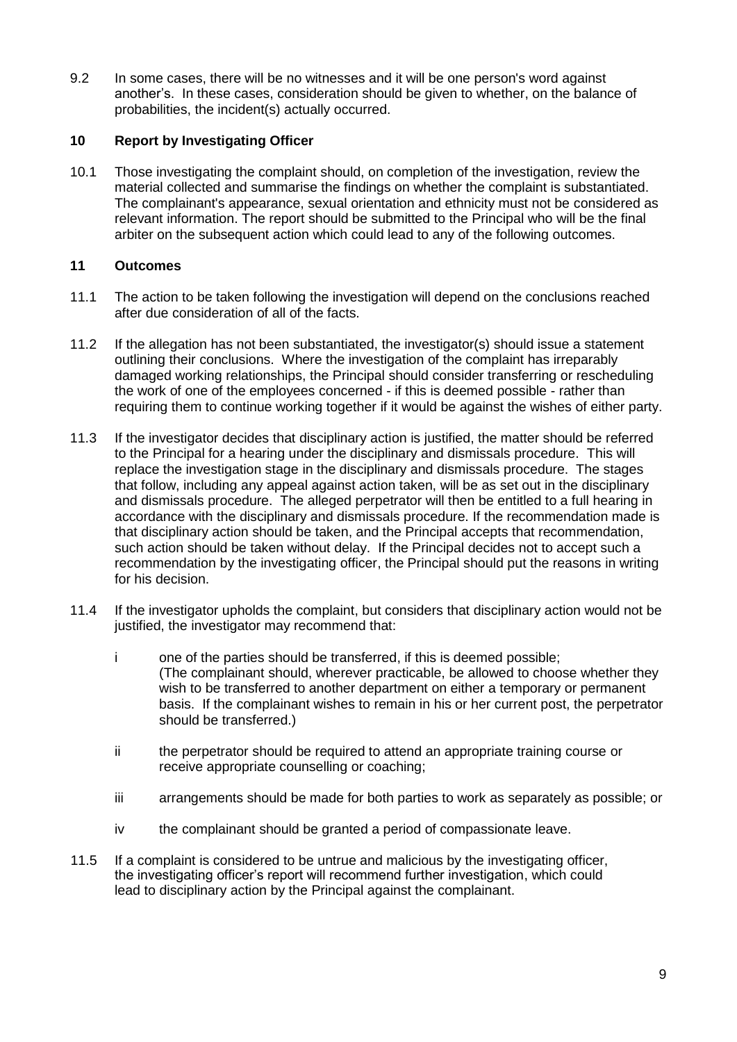9.2 In some cases, there will be no witnesses and it will be one person's word against another's. In these cases, consideration should be given to whether, on the balance of probabilities, the incident(s) actually occurred.

## 10 Report by Investigating Officer

10.1 Those investigating the complaint should, on completion of the investigation, review the material collected and summarise the findings on whether the complaint is substantiated. The complainant's appearance, sexual orientation and ethnicity must not be considered as relevant information. The report should be submitted to the Principal who will be the final arbiter on the subsequent action which could lead to any of the following outcomes.

## 11 Outcomes

11.1 The action to be taken following the investigation will depend on the conclusions reached after due consideration of all of the facts.

11.2 If the allegation has not been substantiated, the investigator(s) should issue a statement outlining their conclusions. Where the investigation of the complaint has irreparably damaged working relationships, the Principal should consider transferring or rescheduling the work of one of the employees concerned - if this is deemed possible - rather than requiring them to continue working together if it would be against the wishes of either party.

11.3 If the investigator decides that disciplinary action is justified, the matter should be referred to the Principal for a hearing under the disciplinary and dismissals procedure. This will replace the investigation stage in the disciplinary and dismissals procedure. The stages that follow, including any appeal against action taken, will be as set out in the disciplinary and dismissals procedure. The alleged perpetrator will then be entitled to a full hearing in accordance with the disciplinary and dismissals procedure. If the recommendation made is that disciplinary action should be taken, and the Principal accepts that recommendation, such action should be taken without delay. If the Principal decides not to accept such a recommendation by the investigating officer, the Principal should put the reasons in writing for his decision.

11.4 If the investigator upholds the complaint, but considers that disciplinary action would not be justified, the investigator may recommend that:

- i one of the parties should be transferred, if this is deemed possible; (The complainant should, wherever practicable, be allowed to choose whether they wish to be transferred to another department on either a temporary or permanent basis. If the complainant wishes to remain in his or her current post, the perpetrator should be transferred.)
- ii the perpetrator should be required to attend an appropriate training course or receive appropriate counselling or coaching;
- iii arrangements should be made for both parties to work as separately as possible; or
- iv the complainant should be granted a period of compassionate leave.

11.5 If a complaint is considered to be untrue and malicious by the investigating officer, the investigating officer's report will recommend further investigation, which could lead to disciplinary action by the Principal against the complainant.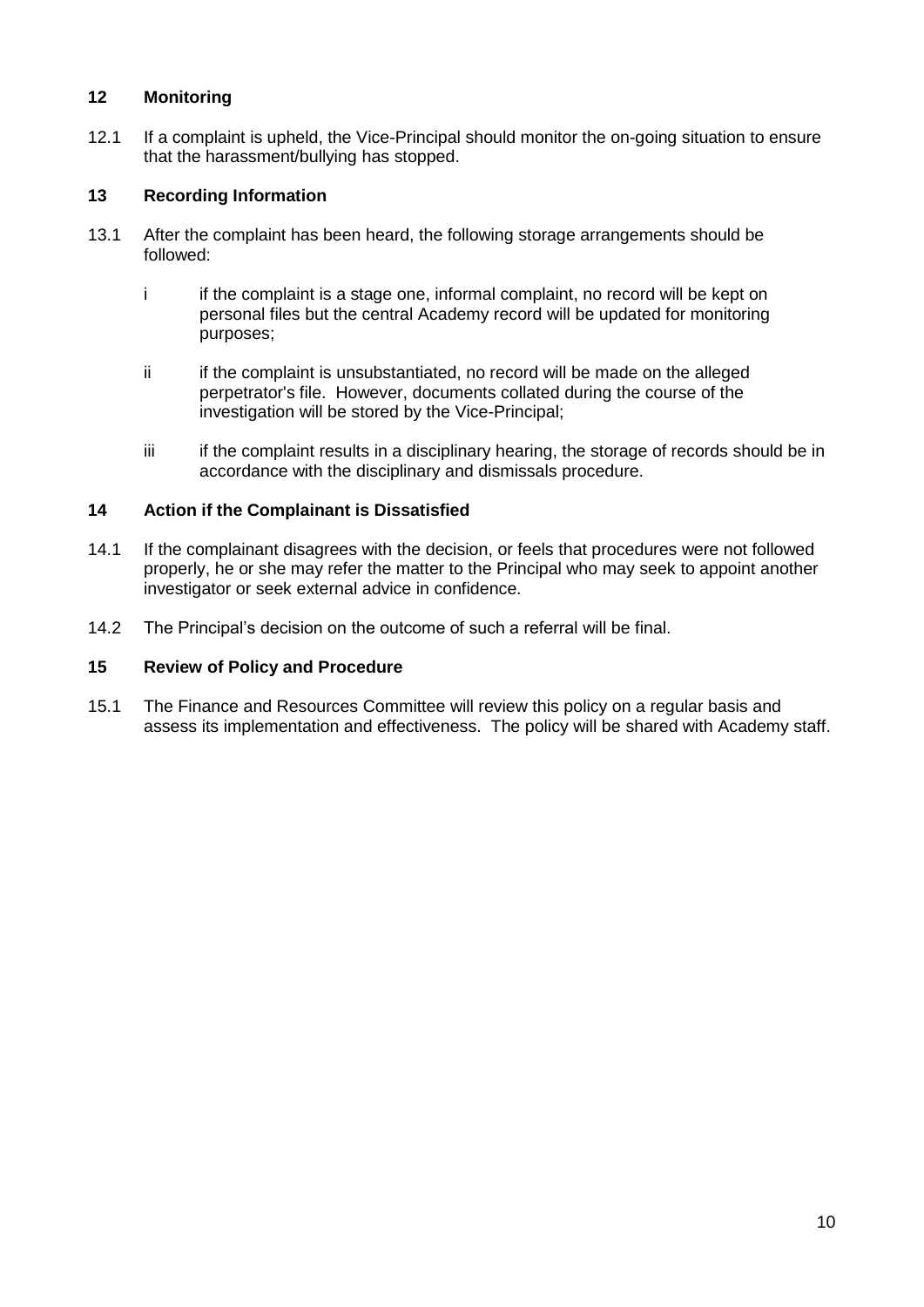## 12 Monitoring

12.1 If a complaint is upheld, the Vice-Principal should monitor the on-going situation to ensure that the harassment/bullying has stopped.

## 13 Recording Information

13.1 After the complaint has been heard, the following storage arrangements should be followed:

- i if the complaint is a stage one, informal complaint, no record will be kept on personal files but the central Academy record will be updated for monitoring purposes;
- ii if the complaint is unsubstantiated, no record will be made on the alleged perpetrator's file. However, documents collated during the course of the investigation will be stored by the Vice-Principal;
- iii if the complaint results in a disciplinary hearing, the storage of records should be in accordance with the disciplinary and dismissals procedure.

## 14 Action if the Complainant is Dissatisfied

14.1 If the complainant disagrees with the decision, or feels that procedures were not followed properly, he or she may refer the matter to the Principal who may seek to appoint another investigator or seek external advice in confidence.

14.2 The Principal's decision on the outcome of such a referral will be final.

## 15 Review of Policy and Procedure

15.1 The Finance and Resources Committee will review this policy on a regular basis and assess its implementation and effectiveness. The policy will be shared with Academy staff.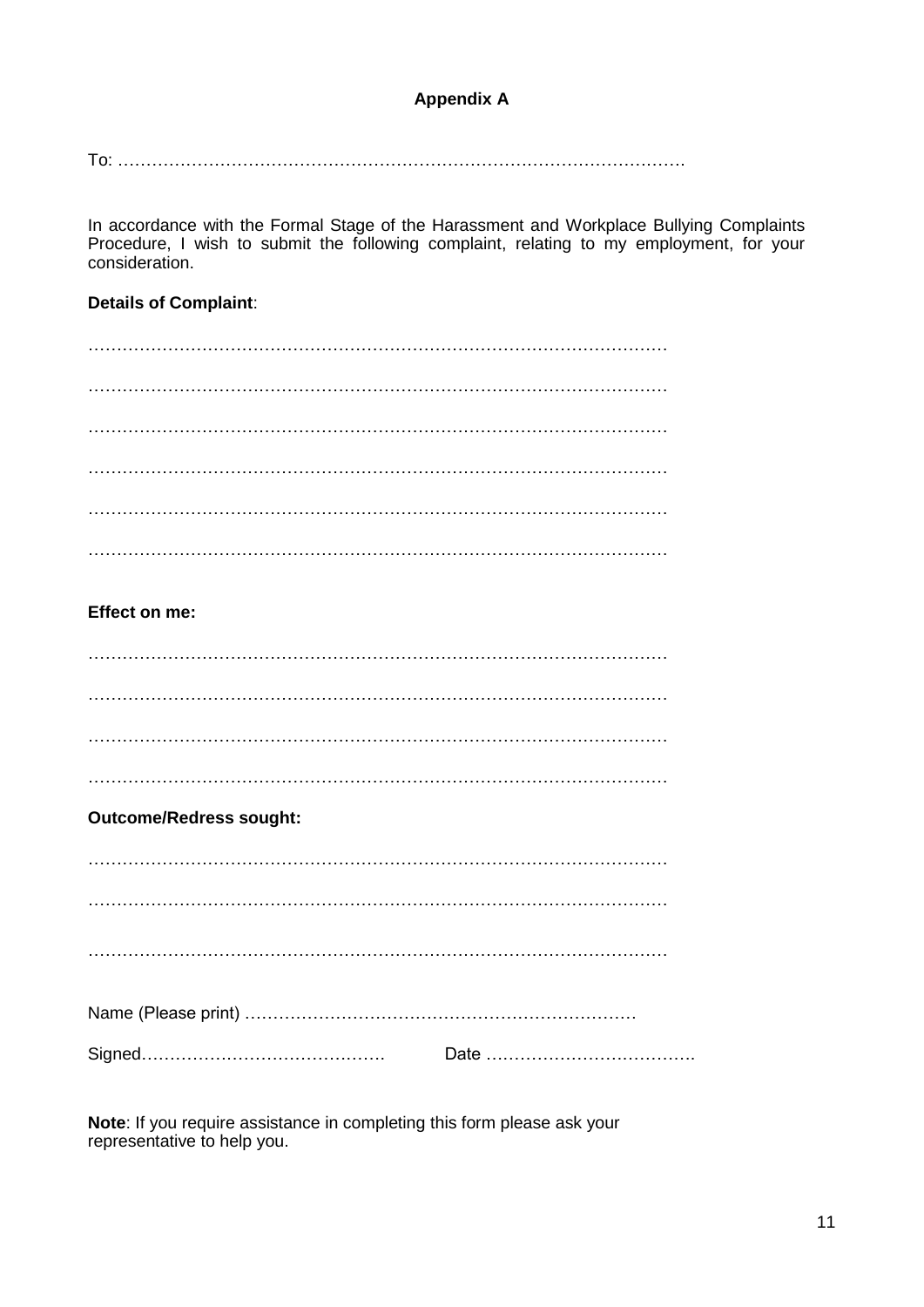**Appendix A**

To: ……………………………………………………………………………………….

In accordance with the Formal Stage of the Harassment and Workplace Bullying Complaints Procedure, I wish to submit the following complaint, relating to my employment, for your consideration.

**Details of Complaint**:

…………………………………………………………………………………………

…………………………………………………………………………………………

…………………………………………………………………………………………

…………………………………………………………………………………………

…………………………………………………………………………………………

…………………………………………………………………………………………

**Effect on me:**

…………………………………………………………………………………………

…………………………………………………………………………………………

…………………………………………………………………………………………

…………………………………………………………………………………………

**Outcome/Redress sought:**

…………………………………………………………………………………………

…………………………………………………………………………………………

…………………………………………………………………………………………

Name (Please print) ……………………………………………………………

Signed……………………………………  Date ……………………………….

**Note**: If you require assistance in completing this form please ask your representative to help you.